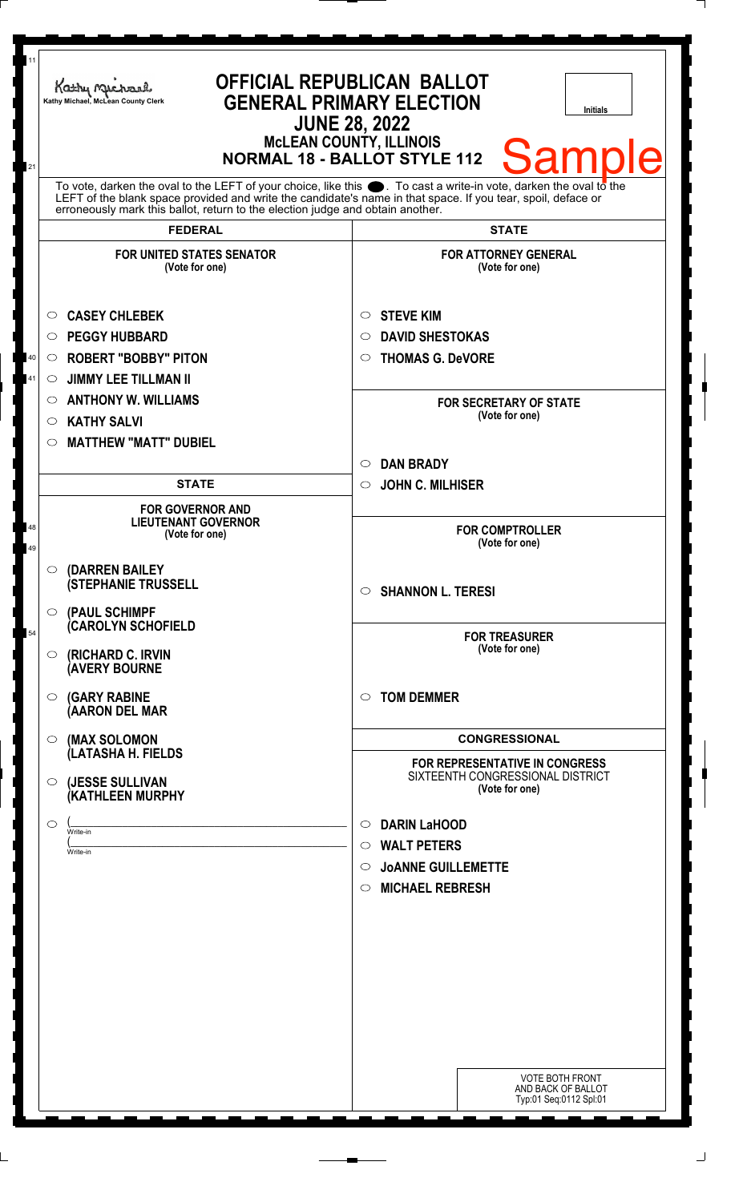Kathy Michael, McLean County Clerk

# OFFICIAL REPUBLICAN BALLOT
## GENERAL PRIMARY ELECTION
## JUNE 28, 2022
### McLEAN COUNTY, ILLINOIS
### NORMAL 18 - BALLOT STYLE 112

Initials

Sample

To vote, darken the oval to the LEFT of your choice, like this ⬤. To cast a write-in vote, darken the oval to the LEFT of the blank space provided and write the candidate's name in that space. If you tear, spoil, deface or erroneously mark this ballot, return to the election judge and obtain another.

## FEDERAL

**FOR UNITED STATES SENATOR**
(Vote for one)

- ○ CASEY CHLEBEK
- ○ PEGGY HUBBARD
- ○ ROBERT "BOBBY" PITON
- ○ JIMMY LEE TILLMAN II
- ○ ANTHONY W. WILLIAMS
- ○ KATHY SALVI
- ○ MATTHEW "MATT" DUBIEL

## STATE

**FOR GOVERNOR AND LIEUTENANT GOVERNOR**
(Vote for one)

- ○ (DARREN BAILEY (STEPHANIE TRUSSELL
- ○ (PAUL SCHIMPF (CAROLYN SCHOFIELD
- ○ (RICHARD C. IRVIN (AVERY BOURNE
- ○ (GARY RABINE (AARON DEL MAR
- ○ (MAX SOLOMON (LATASHA H. FIELDS
- ○ (JESSE SULLIVAN (KATHLEEN MURPHY
- ○ (______________ Write-in (______________ Write-in

## STATE

**FOR ATTORNEY GENERAL**
(Vote for one)

- ○ STEVE KIM
- ○ DAVID SHESTOKAS
- ○ THOMAS G. DeVORE

**FOR SECRETARY OF STATE**
(Vote for one)

- ○ DAN BRADY
- ○ JOHN C. MILHISER

**FOR COMPTROLLER**
(Vote for one)

- ○ SHANNON L. TERESI

**FOR TREASURER**
(Vote for one)

- ○ TOM DEMMER

## CONGRESSIONAL

**FOR REPRESENTATIVE IN CONGRESS**
SIXTEENTH CONGRESSIONAL DISTRICT
(Vote for one)

- ○ DARIN LaHOOD
- ○ WALT PETERS
- ○ JoANNE GUILLEMETTE
- ○ MICHAEL REBRESH

VOTE BOTH FRONT AND BACK OF BALLOT
Typ:01 Seq:0112 Spl:01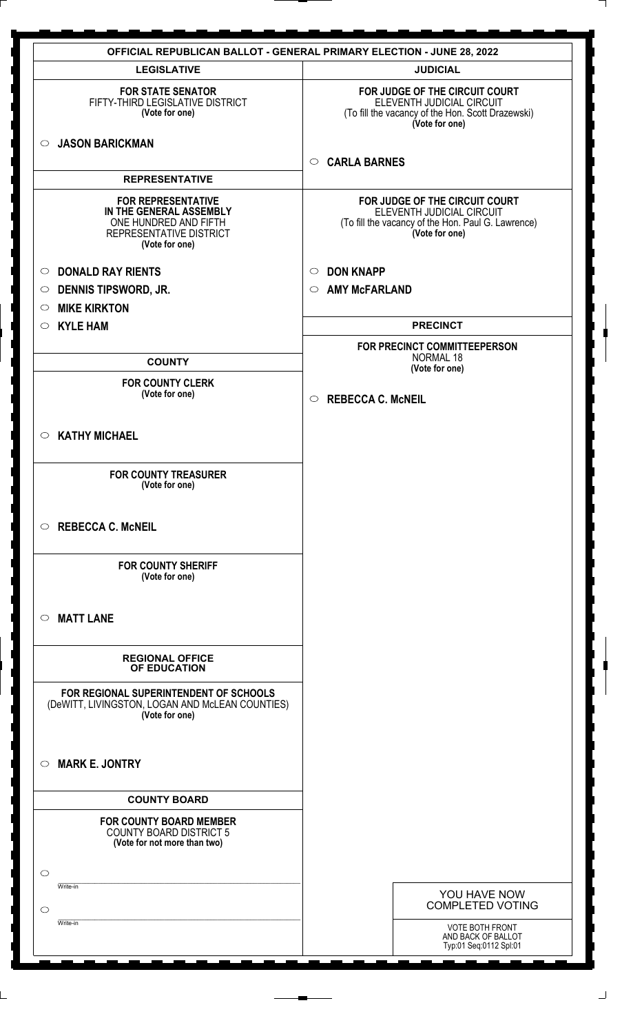# OFFICIAL REPUBLICAN BALLOT - GENERAL PRIMARY ELECTION - JUNE 28, 2022

## LEGISLATIVE

**FOR STATE SENATOR**
FIFTY-THIRD LEGISLATIVE DISTRICT
**(Vote for one)**

- ○ **JASON BARICKMAN**

## REPRESENTATIVE

**FOR REPRESENTATIVE IN THE GENERAL ASSEMBLY**
ONE HUNDRED AND FIFTH REPRESENTATIVE DISTRICT
**(Vote for one)**

- ○ **DONALD RAY RIENTS**
- ○ **DENNIS TIPSWORD, JR.**
- ○ **MIKE KIRKTON**
- ○ **KYLE HAM**

## COUNTY

**FOR COUNTY CLERK**
**(Vote for one)**

- ○ **KATHY MICHAEL**

**FOR COUNTY TREASURER**
**(Vote for one)**

- ○ **REBECCA C. McNEIL**

**FOR COUNTY SHERIFF**
**(Vote for one)**

- ○ **MATT LANE**

## REGIONAL OFFICE OF EDUCATION

**FOR REGIONAL SUPERINTENDENT OF SCHOOLS**
(DeWITT, LIVINGSTON, LOGAN AND McLEAN COUNTIES)
**(Vote for one)**

- ○ **MARK E. JONTRY**

## COUNTY BOARD

**FOR COUNTY BOARD MEMBER**
COUNTY BOARD DISTRICT 5
**(Vote for not more than two)**

- ○ ____________ Write-in
- ○ ____________ Write-in

## JUDICIAL

**FOR JUDGE OF THE CIRCUIT COURT**
ELEVENTH JUDICIAL CIRCUIT
(To fill the vacancy of the Hon. Scott Drazewski)
**(Vote for one)**

- ○ **CARLA BARNES**

**FOR JUDGE OF THE CIRCUIT COURT**
ELEVENTH JUDICIAL CIRCUIT
(To fill the vacancy of the Hon. Paul G. Lawrence)
**(Vote for one)**

- ○ **DON KNAPP**
- ○ **AMY McFARLAND**

## PRECINCT

**FOR PRECINCT COMMITTEEPERSON**
NORMAL 18
**(Vote for one)**

- ○ **REBECCA C. McNEIL**

YOU HAVE NOW COMPLETED VOTING

VOTE BOTH FRONT AND BACK OF BALLOT
Typ:01 Seq:0112 Spl:01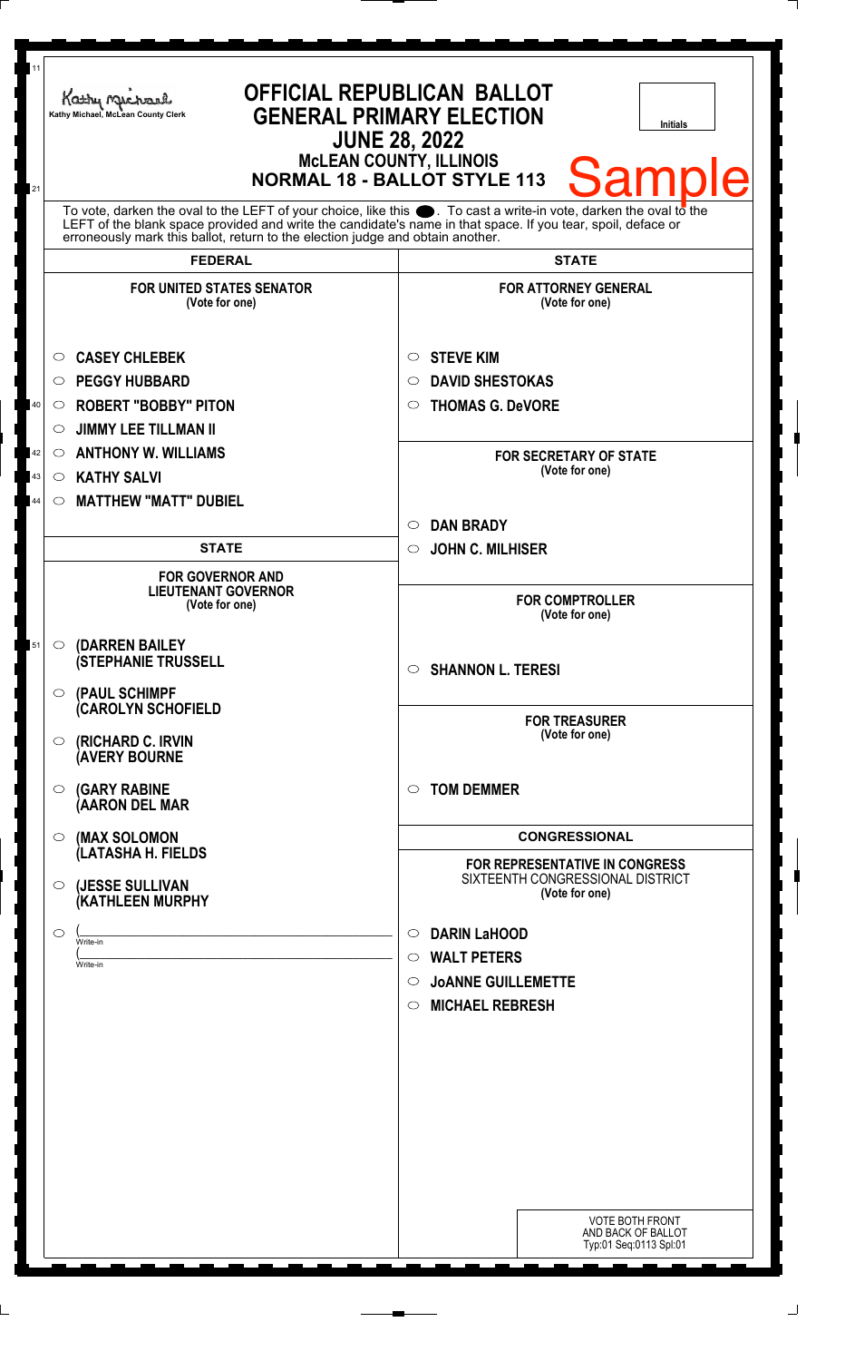Kathy Michael, McLean County Clerk

# OFFICIAL REPUBLICAN BALLOT
## GENERAL PRIMARY ELECTION
### JUNE 28, 2022
### McLEAN COUNTY, ILLINOIS
### NORMAL 18 - BALLOT STYLE 113

Initials

Sample

To vote, darken the oval to the LEFT of your choice, like this ●. To cast a write-in vote, darken the oval to the LEFT of the blank space provided and write the candidate's name in that space. If you tear, spoil, deface or erroneously mark this ballot, return to the election judge and obtain another.

## FEDERAL

**FOR UNITED STATES SENATOR**
(Vote for one)

- ○ **CASEY CHLEBEK**
- ○ **PEGGY HUBBARD**
- ○ **ROBERT "BOBBY" PITON**
- ○ **JIMMY LEE TILLMAN II**
- ○ **ANTHONY W. WILLIAMS**
- ○ **KATHY SALVI**
- ○ **MATTHEW "MATT" DUBIEL**

## STATE

**FOR GOVERNOR AND LIEUTENANT GOVERNOR**
(Vote for one)

- ○ **(DARREN BAILEY (STEPHANIE TRUSSELL**
- ○ **(PAUL SCHIMPF (CAROLYN SCHOFIELD**
- ○ **(RICHARD C. IRVIN (AVERY BOURNE**
- ○ **(GARY RABINE (AARON DEL MAR**
- ○ **(MAX SOLOMON (LATASHA H. FIELDS**
- ○ **(JESSE SULLIVAN (KATHLEEN MURPHY**
- ○ (______________________ Write-in
  (______________________ Write-in

## STATE

**FOR ATTORNEY GENERAL**
(Vote for one)

- ○ **STEVE KIM**
- ○ **DAVID SHESTOKAS**
- ○ **THOMAS G. DeVORE**

**FOR SECRETARY OF STATE**
(Vote for one)

- ○ **DAN BRADY**
- ○ **JOHN C. MILHISER**

**FOR COMPTROLLER**
(Vote for one)

- ○ **SHANNON L. TERESI**

**FOR TREASURER**
(Vote for one)

- ○ **TOM DEMMER**

## CONGRESSIONAL

**FOR REPRESENTATIVE IN CONGRESS**
SIXTEENTH CONGRESSIONAL DISTRICT
(Vote for one)

- ○ **DARIN LaHOOD**
- ○ **WALT PETERS**
- ○ **JoANNE GUILLEMETTE**
- ○ **MICHAEL REBRESH**

VOTE BOTH FRONT AND BACK OF BALLOT
Typ:01 Seq:0113 Spl:01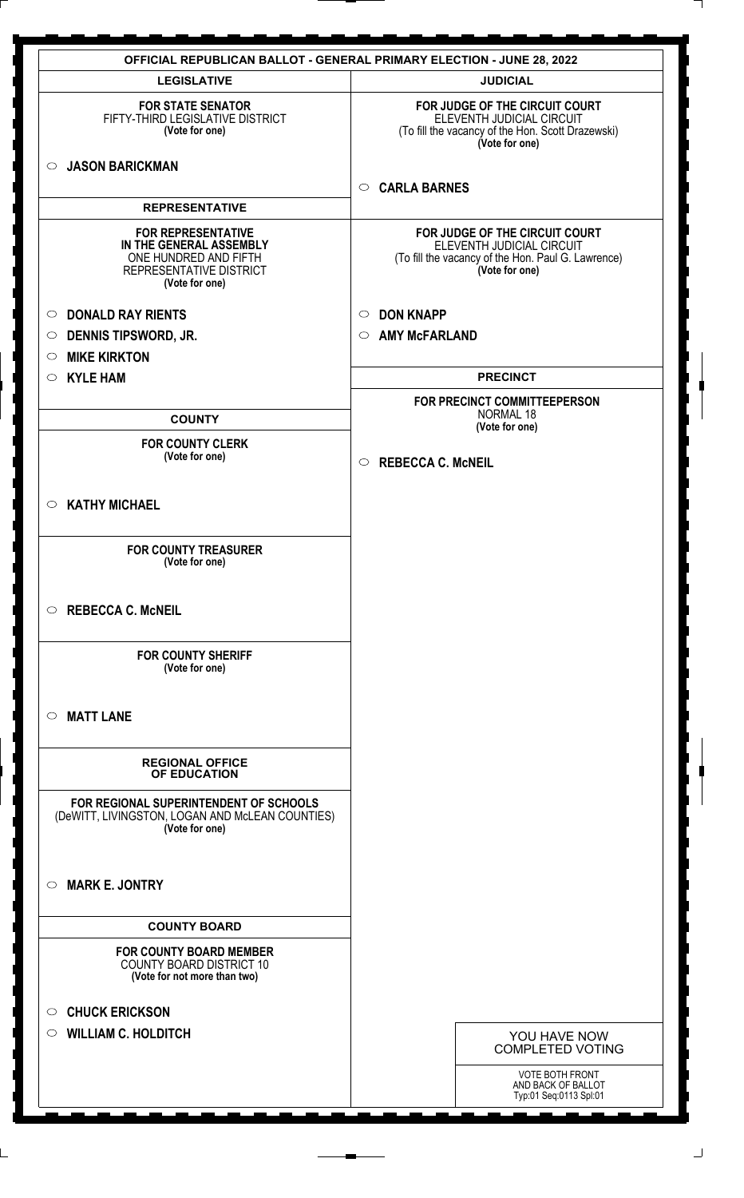# OFFICIAL REPUBLICAN BALLOT - GENERAL PRIMARY ELECTION - JUNE 28, 2022

## LEGISLATIVE

**FOR STATE SENATOR**
FIFTY-THIRD LEGISLATIVE DISTRICT
**(Vote for one)**

- ○ **JASON BARICKMAN**

## REPRESENTATIVE

**FOR REPRESENTATIVE IN THE GENERAL ASSEMBLY**
ONE HUNDRED AND FIFTH REPRESENTATIVE DISTRICT
**(Vote for one)**

- ○ **DONALD RAY RIENTS**
- ○ **DENNIS TIPSWORD, JR.**
- ○ **MIKE KIRKTON**
- ○ **KYLE HAM**

## COUNTY

**FOR COUNTY CLERK**
**(Vote for one)**

- ○ **KATHY MICHAEL**

**FOR COUNTY TREASURER**
**(Vote for one)**

- ○ **REBECCA C. McNEIL**

**FOR COUNTY SHERIFF**
**(Vote for one)**

- ○ **MATT LANE**

## REGIONAL OFFICE OF EDUCATION

**FOR REGIONAL SUPERINTENDENT OF SCHOOLS**
(DeWITT, LIVINGSTON, LOGAN AND McLEAN COUNTIES)
**(Vote for one)**

- ○ **MARK E. JONTRY**

## COUNTY BOARD

**FOR COUNTY BOARD MEMBER**
COUNTY BOARD DISTRICT 10
**(Vote for not more than two)**

- ○ **CHUCK ERICKSON**
- ○ **WILLIAM C. HOLDITCH**

## JUDICIAL

**FOR JUDGE OF THE CIRCUIT COURT**
ELEVENTH JUDICIAL CIRCUIT
(To fill the vacancy of the Hon. Scott Drazewski)
**(Vote for one)**

- ○ **CARLA BARNES**

**FOR JUDGE OF THE CIRCUIT COURT**
ELEVENTH JUDICIAL CIRCUIT
(To fill the vacancy of the Hon. Paul G. Lawrence)
**(Vote for one)**

- ○ **DON KNAPP**
- ○ **AMY McFARLAND**

## PRECINCT

**FOR PRECINCT COMMITTEEPERSON**
NORMAL 18
**(Vote for one)**

- ○ **REBECCA C. McNEIL**

YOU HAVE NOW COMPLETED VOTING

VOTE BOTH FRONT AND BACK OF BALLOT
Typ:01 Seq:0113 Spl:01